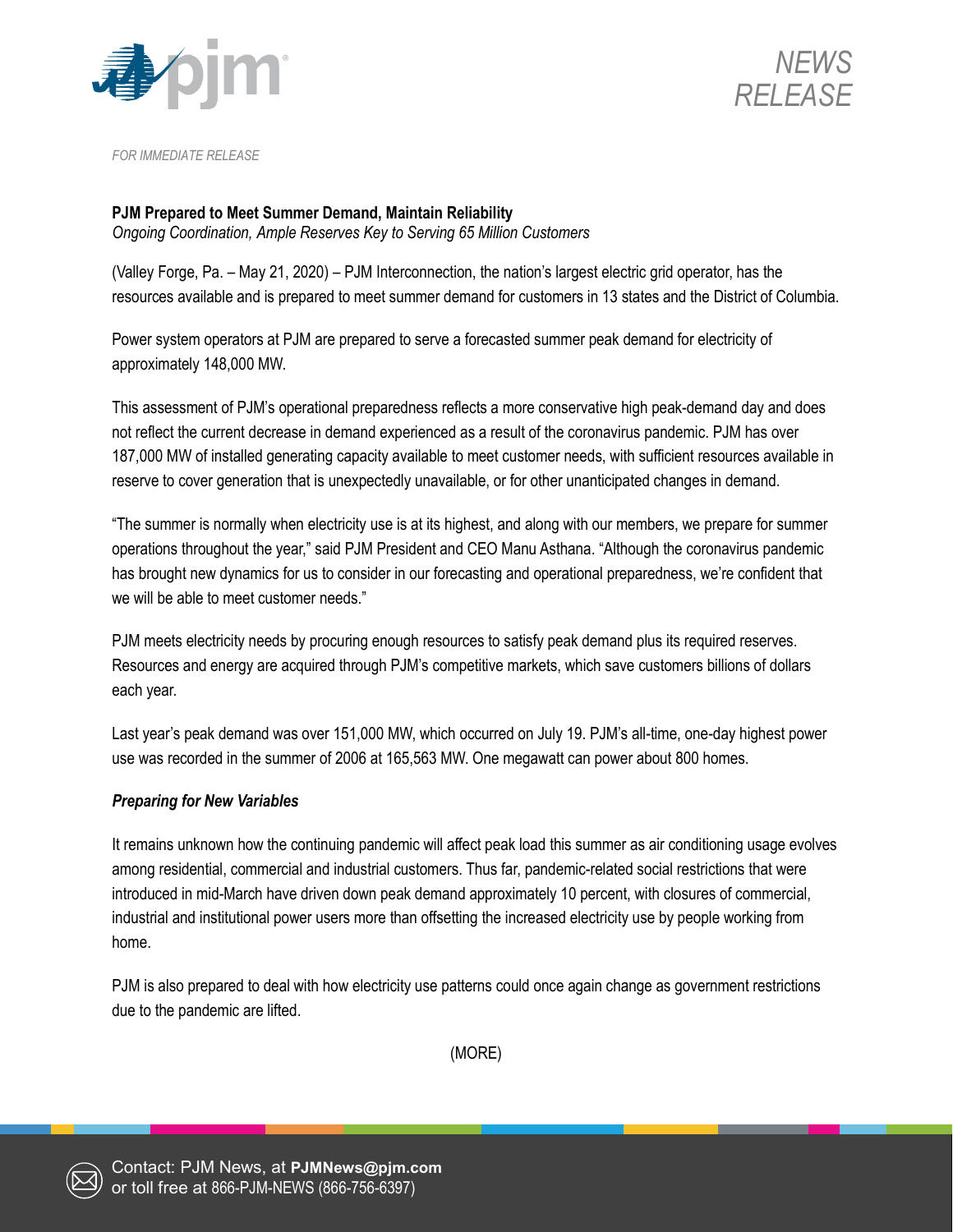NEWS RELEASE

*FOR IMMEDIATE RELEASE*

**PJM Prepared to Meet Summer Demand, Maintain Reliability**
*Ongoing Coordination, Ample Reserves Key to Serving 65 Million Customers*

(Valley Forge, Pa. – May 21, 2020) – PJM Interconnection, the nation's largest electric grid operator, has the resources available and is prepared to meet summer demand for customers in 13 states and the District of Columbia.

Power system operators at PJM are prepared to serve a forecasted summer peak demand for electricity of approximately 148,000 MW.

This assessment of PJM's operational preparedness reflects a more conservative high peak-demand day and does not reflect the current decrease in demand experienced as a result of the coronavirus pandemic. PJM has over 187,000 MW of installed generating capacity available to meet customer needs, with sufficient resources available in reserve to cover generation that is unexpectedly unavailable, or for other unanticipated changes in demand.

"The summer is normally when electricity use is at its highest, and along with our members, we prepare for summer operations throughout the year," said PJM President and CEO Manu Asthana. "Although the coronavirus pandemic has brought new dynamics for us to consider in our forecasting and operational preparedness, we're confident that we will be able to meet customer needs."

PJM meets electricity needs by procuring enough resources to satisfy peak demand plus its required reserves. Resources and energy are acquired through PJM's competitive markets, which save customers billions of dollars each year.

Last year's peak demand was over 151,000 MW, which occurred on July 19. PJM's all-time, one-day highest power use was recorded in the summer of 2006 at 165,563 MW. One megawatt can power about 800 homes.

***Preparing for New Variables***

It remains unknown how the continuing pandemic will affect peak load this summer as air conditioning usage evolves among residential, commercial and industrial customers. Thus far, pandemic-related social restrictions that were introduced in mid-March have driven down peak demand approximately 10 percent, with closures of commercial, industrial and institutional power users more than offsetting the increased electricity use by people working from home.

PJM is also prepared to deal with how electricity use patterns could once again change as government restrictions due to the pandemic are lifted.

(MORE)

Contact: PJM News, at **PJMNews@pjm.com**
or toll free at 866-PJM-NEWS (866-756-6397)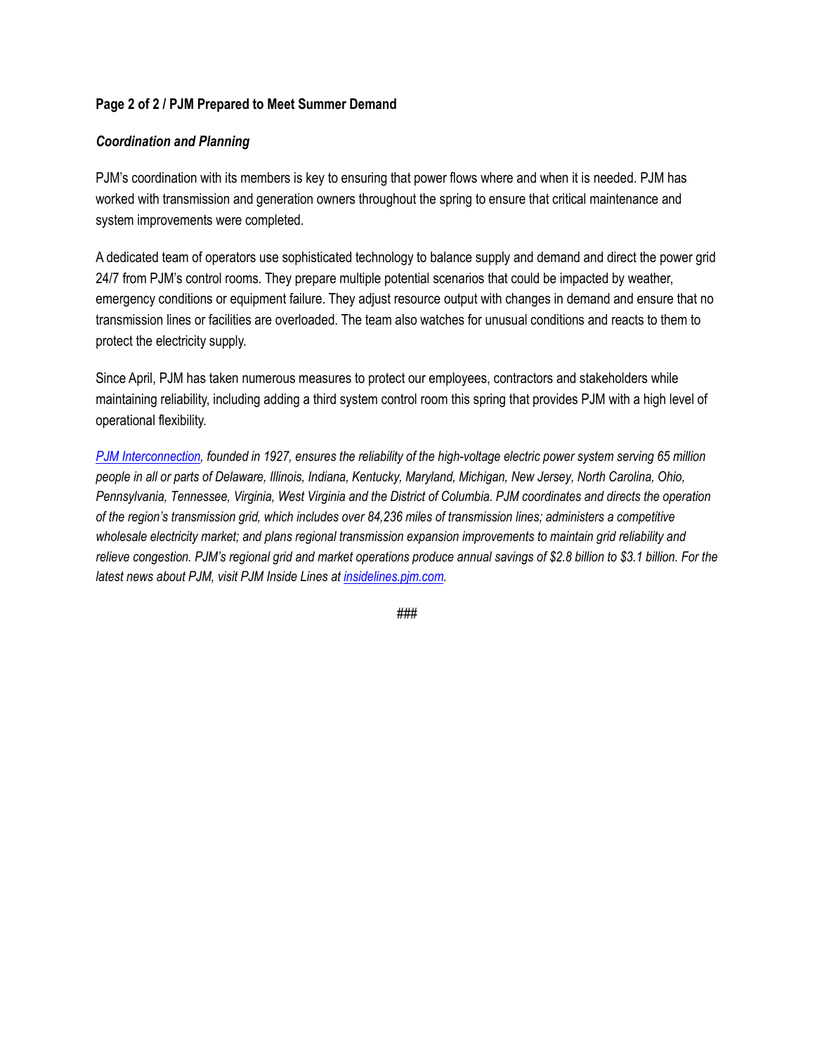### *Coordination and Planning*

PJM's coordination with its members is key to ensuring that power flows where and when it is needed. PJM has worked with transmission and generation owners throughout the spring to ensure that critical maintenance and system improvements were completed.

A dedicated team of operators use sophisticated technology to balance supply and demand and direct the power grid 24/7 from PJM's control rooms. They prepare multiple potential scenarios that could be impacted by weather, emergency conditions or equipment failure. They adjust resource output with changes in demand and ensure that no transmission lines or facilities are overloaded. The team also watches for unusual conditions and reacts to them to protect the electricity supply.

Since April, PJM has taken numerous measures to protect our employees, contractors and stakeholders while maintaining reliability, including adding a third system control room this spring that provides PJM with a high level of operational flexibility.

*PJM Interconnection, founded in 1927, ensures the reliability of the high-voltage electric power system serving 65 million people in all or parts of Delaware, Illinois, Indiana, Kentucky, Maryland, Michigan, New Jersey, North Carolina, Ohio, Pennsylvania, Tennessee, Virginia, West Virginia and the District of Columbia. PJM coordinates and directs the operation of the region's transmission grid, which includes over 84,236 miles of transmission lines; administers a competitive wholesale electricity market; and plans regional transmission expansion improvements to maintain grid reliability and relieve congestion. PJM's regional grid and market operations produce annual savings of $2.8 billion to $3.1 billion. For the latest news about PJM, visit PJM Inside Lines at insidelines.pjm.com.*

###